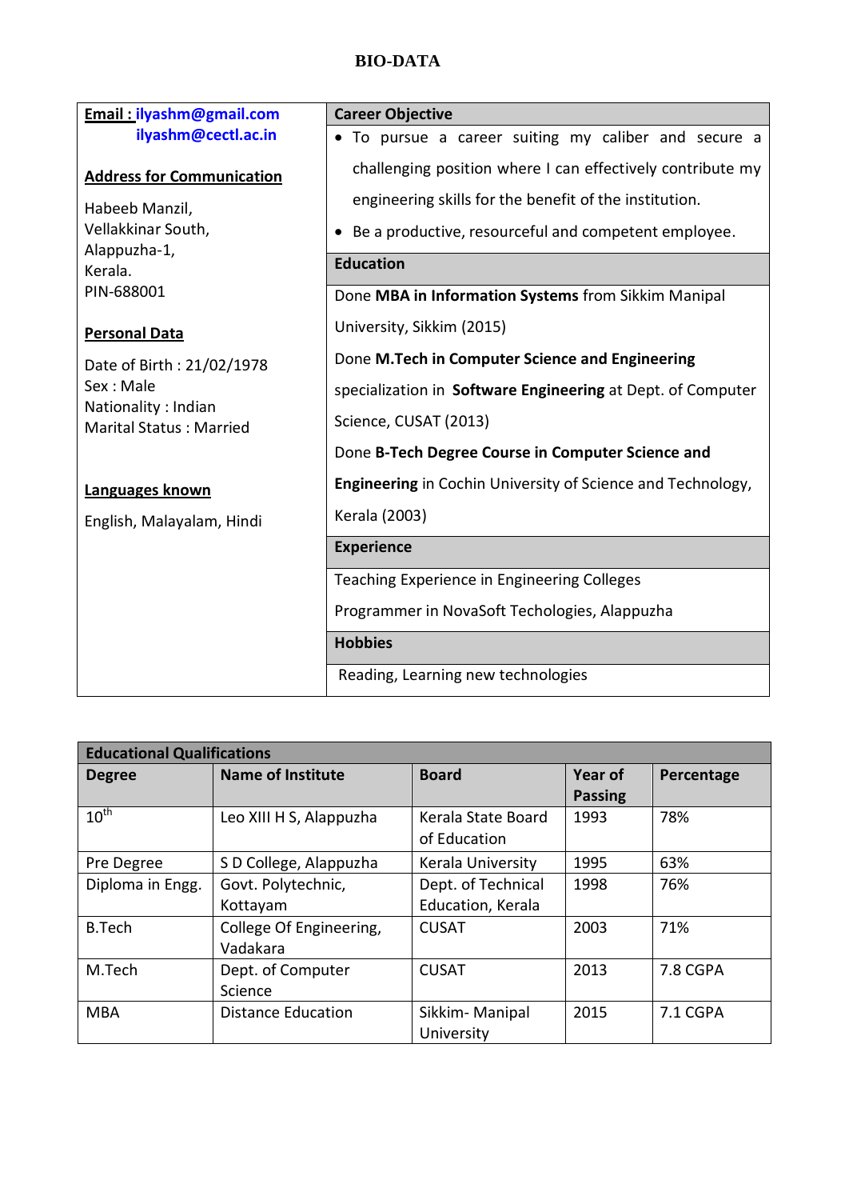# BIO-DATA

**Email : ilyashm@gmail.com**
**ilyashm@cectl.ac.in**

**Address for Communication**

Habeeb Manzil,
Vellakkinar South,
Alappuzha-1,
Kerala.
PIN-688001

**Personal Data**

Date of Birth : 21/02/1978
Sex : Male
Nationality : Indian
Marital Status : Married

**Languages known**

English, Malayalam, Hindi

## Career Objective

- To pursue a career suiting my caliber and secure a challenging position where I can effectively contribute my engineering skills for the benefit of the institution.
- Be a productive, resourceful and competent employee.

## Education

Done **MBA in Information Systems** from Sikkim Manipal University, Sikkim (2015)

Done **M.Tech in Computer Science and Engineering** specialization in **Software Engineering** at Dept. of Computer Science, CUSAT (2013)

Done **B-Tech Degree Course in Computer Science and Engineering** in Cochin University of Science and Technology, Kerala (2003)

## Experience

Teaching Experience in Engineering Colleges

Programmer in NovaSoft Techologies, Alappuzha

## Hobbies

Reading, Learning new technologies

## Educational Qualifications

| Degree | Name of Institute | Board | Year of Passing | Percentage |
|---|---|---|---|---|
| 10th | Leo XIII H S, Alappuzha | Kerala State Board of Education | 1993 | 78% |
| Pre Degree | S D College, Alappuzha | Kerala University | 1995 | 63% |
| Diploma in Engg. | Govt. Polytechnic, Kottayam | Dept. of Technical Education, Kerala | 1998 | 76% |
| B.Tech | College Of Engineering, Vadakara | CUSAT | 2003 | 71% |
| M.Tech | Dept. of Computer Science | CUSAT | 2013 | 7.8 CGPA |
| MBA | Distance Education | Sikkim- Manipal University | 2015 | 7.1 CGPA |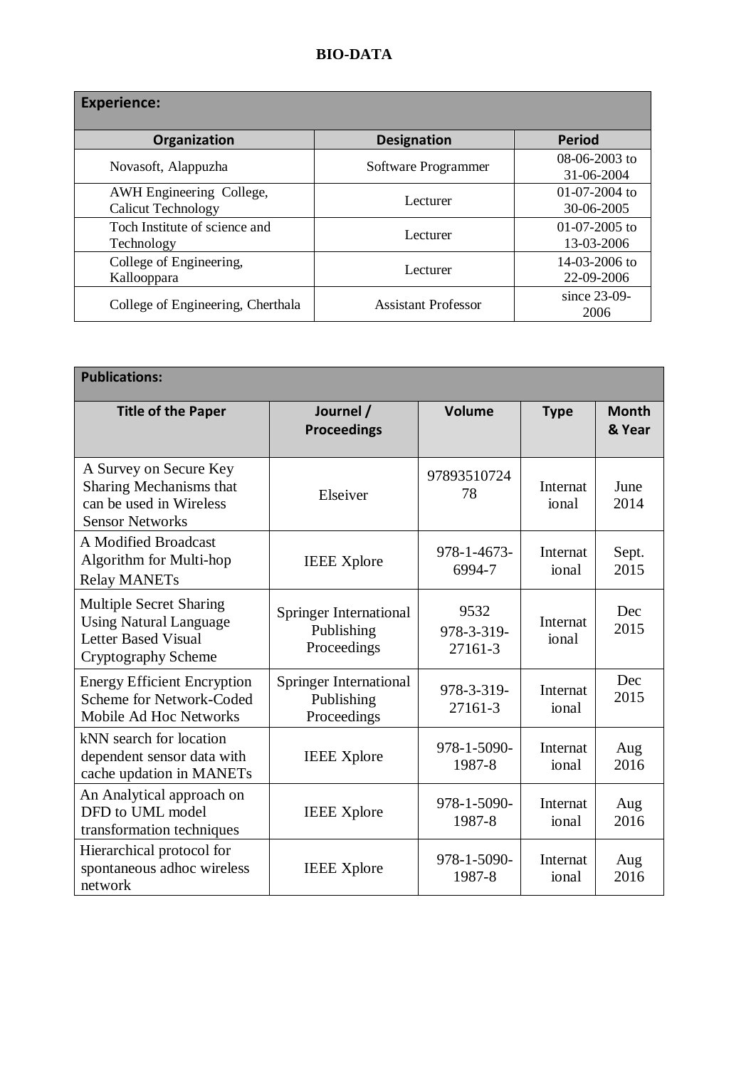**BIO-DATA**

| **Experience:** | | |
|---|---|---|
| **Organization** | **Designation** | **Period** |
| Novasoft, Alappuzha | Software Programmer | 08-06-2003 to 31-06-2004 |
| AWH Engineering College, Calicut Technology | Lecturer | 01-07-2004 to 30-06-2005 |
| Toch Institute of science and Technology | Lecturer | 01-07-2005 to 13-03-2006 |
| College of Engineering, Kallooppara | Lecturer | 14-03-2006 to 22-09-2006 |
| College of Engineering, Cherthala | Assistant Professor | since 23-09-2006 |

| **Publications:** | | | | |
|---|---|---|---|---|
| **Title of the Paper** | **Journel / Proceedings** | **Volume** | **Type** | **Month & Year** |
| A Survey on Secure Key Sharing Mechanisms that can be used in Wireless Sensor Networks | Elseiver | 9789351072478 | International | June 2014 |
| A Modified Broadcast Algorithm for Multi-hop Relay MANETs | IEEE Xplore | 978-1-4673-6994-7 | International | Sept. 2015 |
| Multiple Secret Sharing Using Natural Language Letter Based Visual Cryptography Scheme | Springer International Publishing Proceedings | 9532 978-3-319-27161-3 | International | Dec 2015 |
| Energy Efficient Encryption Scheme for Network-Coded Mobile Ad Hoc Networks | Springer International Publishing Proceedings | 978-3-319-27161-3 | International | Dec 2015 |
| kNN search for location dependent sensor data with cache updation in MANETs | IEEE Xplore | 978-1-5090-1987-8 | International | Aug 2016 |
| An Analytical approach on DFD to UML model transformation techniques | IEEE Xplore | 978-1-5090-1987-8 | International | Aug 2016 |
| Hierarchical protocol for spontaneous adhoc wireless network | IEEE Xplore | 978-1-5090-1987-8 | International | Aug 2016 |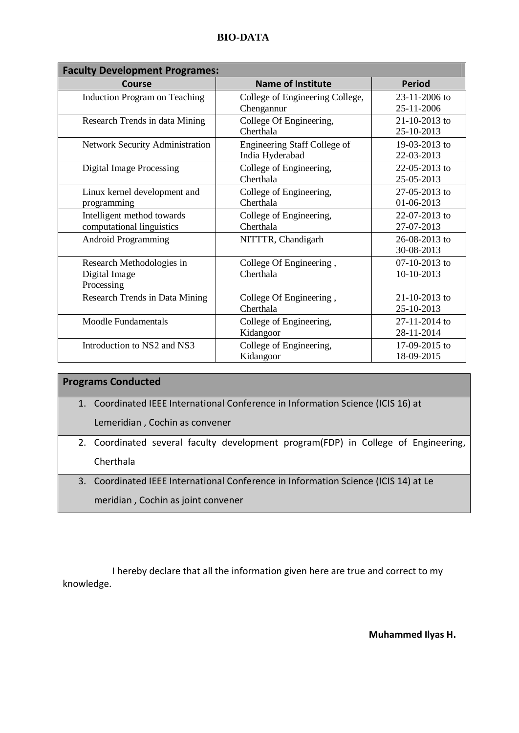**BIO-DATA**

| Faculty Development Programes: | | |
|---|---|---|
| **Course** | **Name of Institute** | **Period** |
| Induction Program on Teaching | College of Engineering College, Chengannur | 23-11-2006 to 25-11-2006 |
| Research Trends in data Mining | College Of Engineering, Cherthala | 21-10-2013 to 25-10-2013 |
| Network Security Administration | Engineering Staff College of India Hyderabad | 19-03-2013 to 22-03-2013 |
| Digital Image Processing | College of Engineering, Cherthala | 22-05-2013 to 25-05-2013 |
| Linux kernel development and programming | College of Engineering, Cherthala | 27-05-2013 to 01-06-2013 |
| Intelligent method towards computational linguistics | College of Engineering, Cherthala | 22-07-2013 to 27-07-2013 |
| Android Programming | NITTTR, Chandigarh | 26-08-2013 to 30-08-2013 |
| Research Methodologies in Digital Image Processing | College Of Engineering , Cherthala | 07-10-2013 to 10-10-2013 |
| Research Trends in Data Mining | College Of Engineering , Cherthala | 21-10-2013 to 25-10-2013 |
| Moodle Fundamentals | College of Engineering, Kidangoor | 27-11-2014 to 28-11-2014 |
| Introduction to NS2 and NS3 | College of Engineering, Kidangoor | 17-09-2015 to 18-09-2015 |

**Programs Conducted**

1. Coordinated IEEE International Conference in Information Science (ICIS 16) at Lemeridian , Cochin as convener
2. Coordinated several faculty development program(FDP) in College of Engineering, Cherthala
3. Coordinated IEEE International Conference in Information Science (ICIS 14) at Le meridian , Cochin as joint convener

I hereby declare that all the information given here are true and correct to my knowledge.

**Muhammed Ilyas H.**